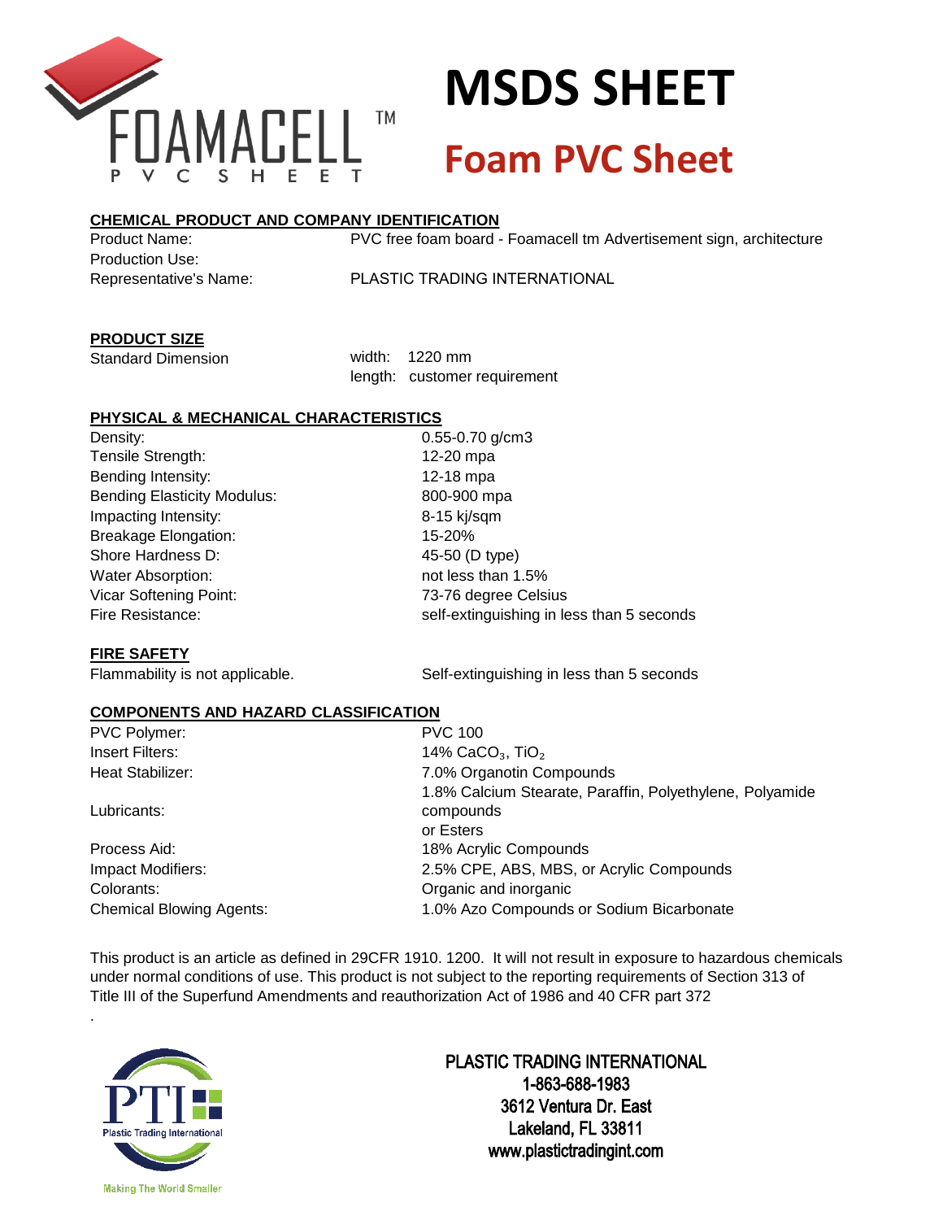# MSDS SHEET

## Foam PVC Sheet

FOAMACELL™ PVC SHEET

### CHEMICAL PRODUCT AND COMPANY IDENTIFICATION

| | |
|---|---|
| Product Name: | PVC free foam board - Foamacell tm Advertisement sign, architecture |
| Production Use: | |
| Representative's Name: | PLASTIC TRADING INTERNATIONAL |

### PRODUCT SIZE

| | |
|---|---|
| Standard Dimension | width: 1220 mm |
| | length: customer requirement |

### PHYSICAL & MECHANICAL CHARACTERISTICS

| | |
|---|---|
| Density: | 0.55-0.70 g/cm3 |
| Tensile Strength: | 12-20 mpa |
| Bending Intensity: | 12-18 mpa |
| Bending Elasticity Modulus: | 800-900 mpa |
| Impacting Intensity: | 8-15 kj/sqm |
| Breakage Elongation: | 15-20% |
| Shore Hardness D: | 45-50 (D type) |
| Water Absorption: | not less than 1.5% |
| Vicar Softening Point: | 73-76 degree Celsius |
| Fire Resistance: | self-extinguishing in less than 5 seconds |

### FIRE SAFETY

| | |
|---|---|
| Flammability is not applicable. | Self-extinguishing in less than 5 seconds |

### COMPONENTS AND HAZARD CLASSIFICATION

| | |
|---|---|
| PVC Polymer: | PVC 100 |
| Insert Filters: | 14% $CaCO_3$, $TiO_2$ |
| Heat Stabilizer: | 7.0% Organotin Compounds |
| Lubricants: | 1.8% Calcium Stearate, Paraffin, Polyethylene, Polyamide compounds or Esters |
| Process Aid: | 18% Acrylic Compounds |
| Impact Modifiers: | 2.5% CPE, ABS, MBS, or Acrylic Compounds |
| Colorants: | Organic and inorganic |
| Chemical Blowing Agents: | 1.0% Azo Compounds or Sodium Bicarbonate |

This product is an article as defined in 29CFR 1910. 1200. It will not result in exposure to hazardous chemicals under normal conditions of use. This product is not subject to the reporting requirements of Section 313 of Title III of the Superfund Amendments and reauthorization Act of 1986 and 40 CFR part 372

.

PTI Plastic Trading International

Making The World Smaller

PLASTIC TRADING INTERNATIONAL
1-863-688-1983
3612 Ventura Dr. East
Lakeland, FL 33811
www.plastictradingint.com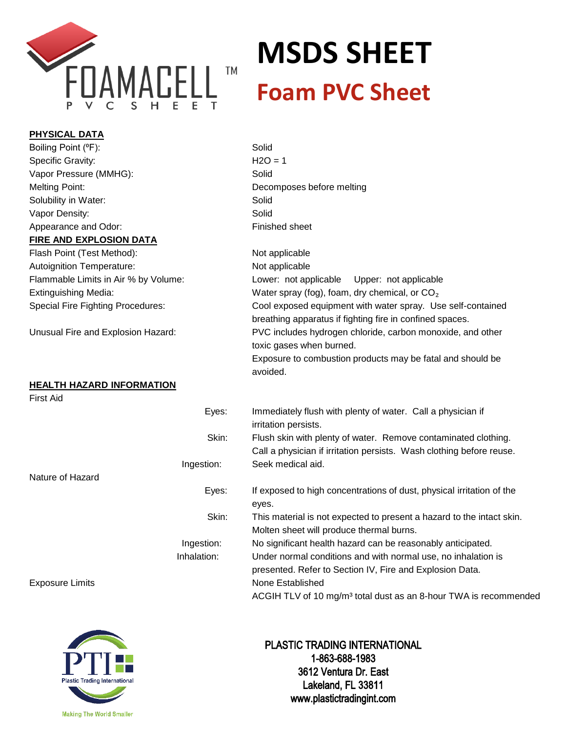# MSDS SHEET

## Foam PVC Sheet

FOAMACELL™ PVC SHEET

**PHYSICAL DATA**

| | |
|---|---|
| Boiling Point (ºF): | Solid |
| Specific Gravity: | H2O = 1 |
| Vapor Pressure (MMHG): | Solid |
| Melting Point: | Decomposes before melting |
| Solubility in Water: | Solid |
| Vapor Density: | Solid |
| Appearance and Odor: | Finished sheet |

**FIRE AND EXPLOSION DATA**

| | |
|---|---|
| Flash Point (Test Method): | Not applicable |
| Autoignition Temperature: | Not applicable |
| Flammable Limits in Air % by Volume: | Lower: not applicable Upper: not applicable |
| Extinguishing Media: | Water spray (fog), foam, dry chemical, or $CO_2$ |
| Special Fire Fighting Procedures: | Cool exposed equipment with water spray. Use self-contained breathing apparatus if fighting fire in confined spaces. |
| Unusual Fire and Explosion Hazard: | PVC includes hydrogen chloride, carbon monoxide, and other toxic gases when burned. Exposure to combustion products may be fatal and should be avoided. |

**HEALTH HAZARD INFORMATION**

First Aid

| | |
|---|---|
| Eyes: | Immediately flush with plenty of water. Call a physician if irritation persists. |
| Skin: | Flush skin with plenty of water. Remove contaminated clothing. Call a physician if irritation persists. Wash clothing before reuse. |
| Ingestion: | Seek medical aid. |

Nature of Hazard

| | |
|---|---|
| Eyes: | If exposed to high concentrations of dust, physical irritation of the eyes. |
| Skin: | This material is not expected to present a hazard to the intact skin. Molten sheet will produce thermal burns. |
| Ingestion: | No significant health hazard can be reasonably anticipated. |
| Inhalation: | Under normal conditions and with normal use, no inhalation is presented. Refer to Section IV, Fire and Explosion Data. |

Exposure Limits: None Established
ACGIH TLV of 10 mg/m³ total dust as an 8-hour TWA is recommended

PTI Plastic Trading International
Making The World Smaller

PLASTIC TRADING INTERNATIONAL
1-863-688-1983
3612 Ventura Dr. East
Lakeland, FL 33811
www.plastictradingint.com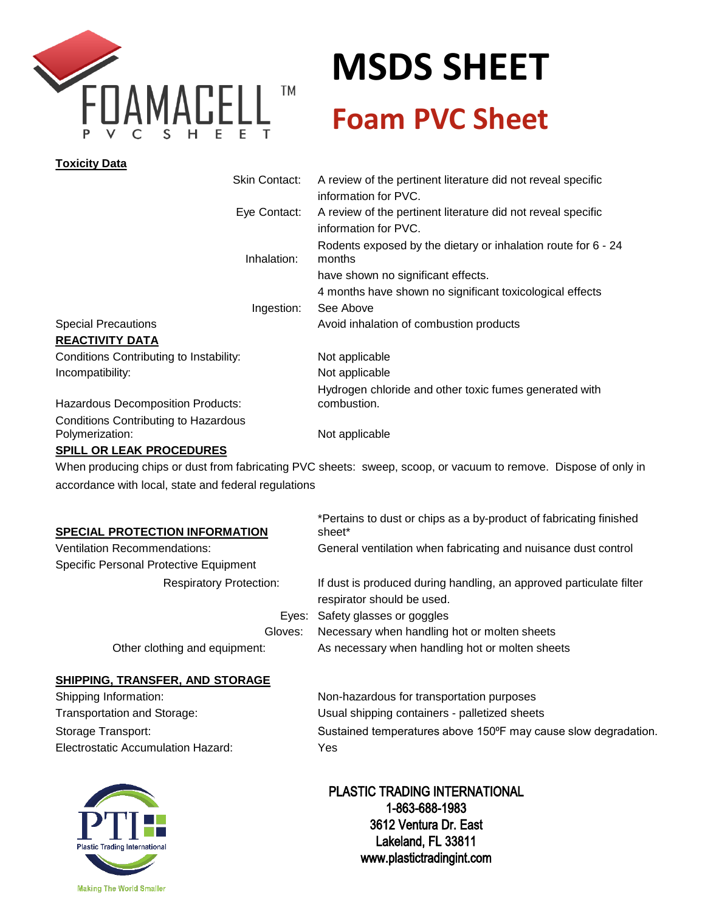# MSDS SHEET

## Foam PVC Sheet

FOAMACELL™ PVC SHEET

**Toxicity Data**

| | |
|---|---|
| Skin Contact: | A review of the pertinent literature did not reveal specific information for PVC. |
| Eye Contact: | A review of the pertinent literature did not reveal specific information for PVC. |
| Inhalation: | Rodents exposed by the dietary or inhalation route for 6 - 24 months have shown no significant effects. 4 months have shown no significant toxicological effects |
| Ingestion: | See Above |
| Special Precautions | Avoid inhalation of combustion products |

**REACTIVITY DATA**

| | |
|---|---|
| Conditions Contributing to Instability: | Not applicable |
| Incompatibility: | Not applicable |
| Hazardous Decomposition Products: | Hydrogen chloride and other toxic fumes generated with combustion. |
| Conditions Contributing to Hazardous Polymerization: | Not applicable |

**SPILL OR LEAK PROCEDURES**

When producing chips or dust from fabricating PVC sheets: sweep, scoop, or vacuum to remove. Dispose of only in accordance with local, state and federal regulations

**SPECIAL PROTECTION INFORMATION**

*Pertains to dust or chips as a by-product of fabricating finished sheet*

| | |
|---|---|
| Ventilation Recommendations: | General ventilation when fabricating and nuisance dust control |
| Specific Personal Protective Equipment | |
| Respiratory Protection: | If dust is produced during handling, an approved particulate filter respirator should be used. |
| Eyes: | Safety glasses or goggles |
| Gloves: | Necessary when handling hot or molten sheets |
| Other clothing and equipment: | As necessary when handling hot or molten sheets |

**SHIPPING, TRANSFER, AND STORAGE**

| | |
|---|---|
| Shipping Information: | Non-hazardous for transportation purposes |
| Transportation and Storage: | Usual shipping containers - palletized sheets |
| Storage Transport: | Sustained temperatures above 150ºF may cause slow degradation. |
| Electrostatic Accumulation Hazard: | Yes |

PTI Plastic Trading International

Making The World Smaller

PLASTIC TRADING INTERNATIONAL
1-863-688-1983
3612 Ventura Dr. East
Lakeland, FL 33811
www.plastictradingint.com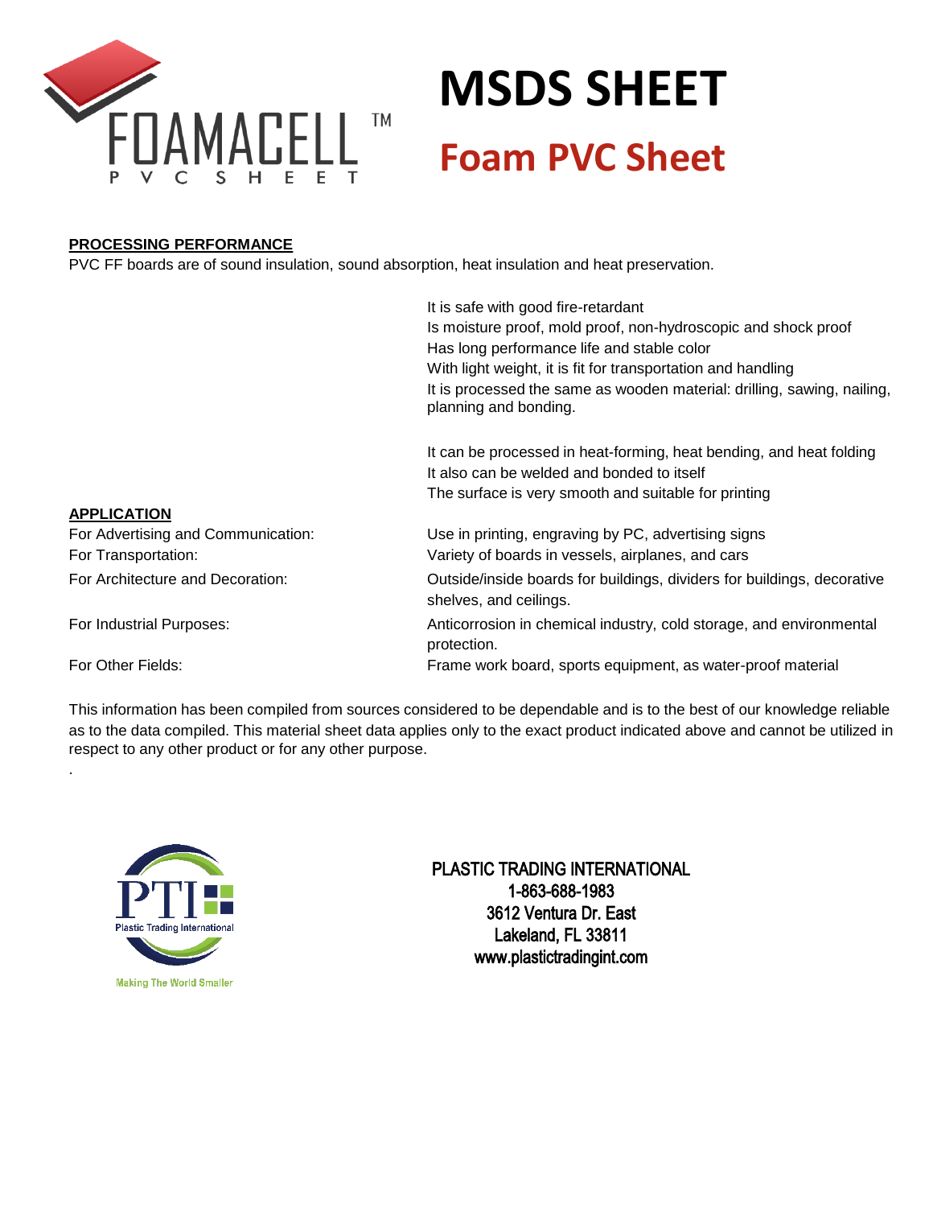FOAMACELL™ PVC SHEET

# MSDS SHEET

## Foam PVC Sheet

**PROCESSING PERFORMANCE**

PVC FF boards are of sound insulation, sound absorption, heat insulation and heat preservation.

It is safe with good fire-retardant
Is moisture proof, mold proof, non-hydroscopic and shock proof
Has long performance life and stable color
With light weight, it is fit for transportation and handling
It is processed the same as wooden material: drilling, sawing, nailing, planning and bonding.

It can be processed in heat-forming, heat bending, and heat folding
It also can be welded and bonded to itself
The surface is very smooth and suitable for printing

**APPLICATION**

| | |
|---|---|
| For Advertising and Communication: | Use in printing, engraving by PC, advertising signs |
| For Transportation: | Variety of boards in vessels, airplanes, and cars |
| For Architecture and Decoration: | Outside/inside boards for buildings, dividers for buildings, decorative shelves, and ceilings. |
| For Industrial Purposes: | Anticorrosion in chemical industry, cold storage, and environmental protection. |
| For Other Fields: | Frame work board, sports equipment, as water-proof material |

This information has been compiled from sources considered to be dependable and is to the best of our knowledge reliable as to the data compiled. This material sheet data applies only to the exact product indicated above and cannot be utilized in respect to any other product or for any other purpose.

.

PTI Plastic Trading International
Making The World Smaller

PLASTIC TRADING INTERNATIONAL
1-863-688-1983
3612 Ventura Dr. East
Lakeland, FL 33811
www.plastictradingint.com